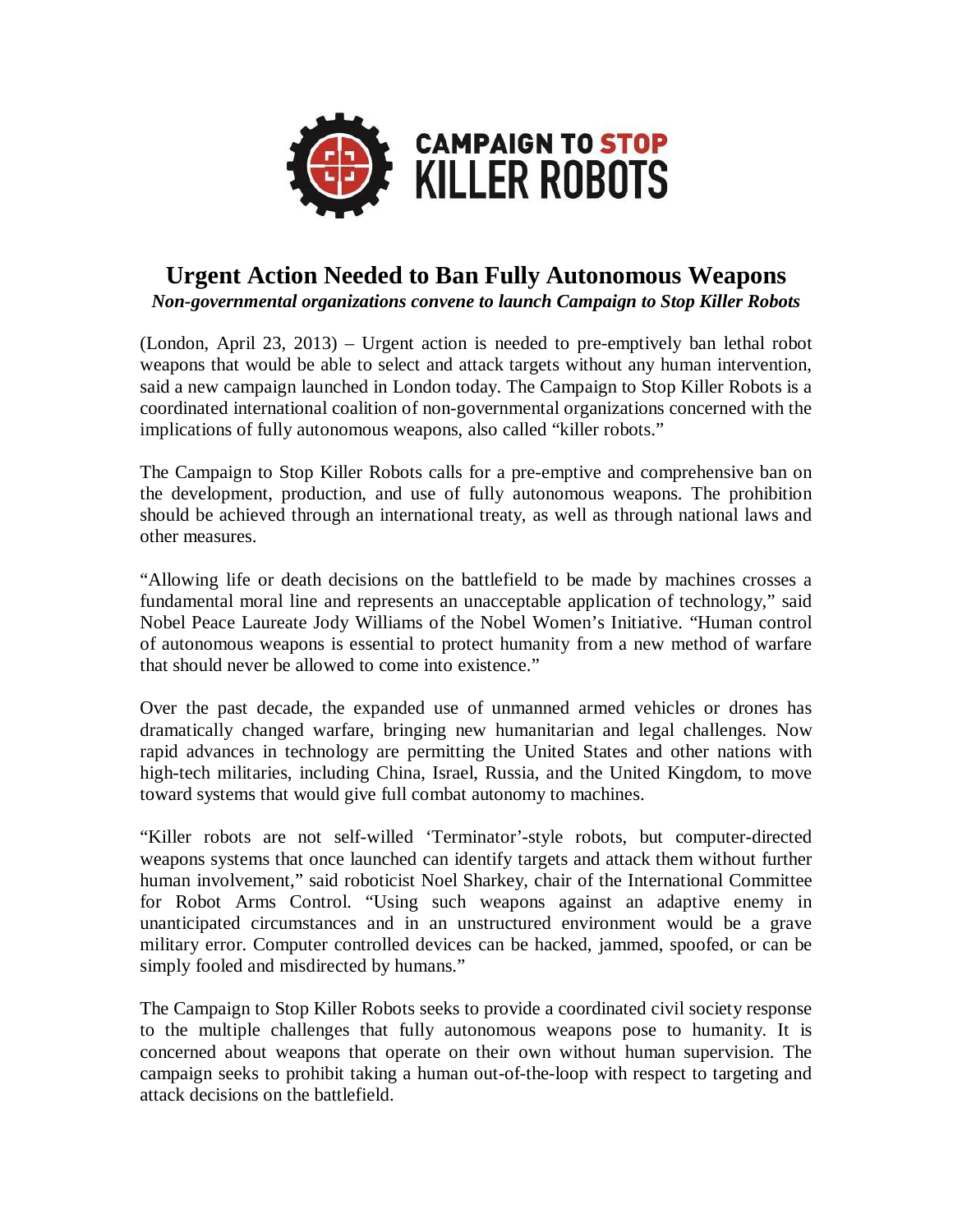CAMPAIGN TO STOP KILLER ROBOTS

# Urgent Action Needed to Ban Fully Autonomous Weapons

***Non-governmental organizations convene to launch Campaign to Stop Killer Robots***

(London, April 23, 2013) – Urgent action is needed to pre-emptively ban lethal robot weapons that would be able to select and attack targets without any human intervention, said a new campaign launched in London today. The Campaign to Stop Killer Robots is a coordinated international coalition of non-governmental organizations concerned with the implications of fully autonomous weapons, also called "killer robots."

The Campaign to Stop Killer Robots calls for a pre-emptive and comprehensive ban on the development, production, and use of fully autonomous weapons. The prohibition should be achieved through an international treaty, as well as through national laws and other measures.

"Allowing life or death decisions on the battlefield to be made by machines crosses a fundamental moral line and represents an unacceptable application of technology," said Nobel Peace Laureate Jody Williams of the Nobel Women's Initiative. "Human control of autonomous weapons is essential to protect humanity from a new method of warfare that should never be allowed to come into existence."

Over the past decade, the expanded use of unmanned armed vehicles or drones has dramatically changed warfare, bringing new humanitarian and legal challenges. Now rapid advances in technology are permitting the United States and other nations with high-tech militaries, including China, Israel, Russia, and the United Kingdom, to move toward systems that would give full combat autonomy to machines.

"Killer robots are not self-willed 'Terminator'-style robots, but computer-directed weapons systems that once launched can identify targets and attack them without further human involvement," said roboticist Noel Sharkey, chair of the International Committee for Robot Arms Control. "Using such weapons against an adaptive enemy in unanticipated circumstances and in an unstructured environment would be a grave military error. Computer controlled devices can be hacked, jammed, spoofed, or can be simply fooled and misdirected by humans."

The Campaign to Stop Killer Robots seeks to provide a coordinated civil society response to the multiple challenges that fully autonomous weapons pose to humanity. It is concerned about weapons that operate on their own without human supervision. The campaign seeks to prohibit taking a human out-of-the-loop with respect to targeting and attack decisions on the battlefield.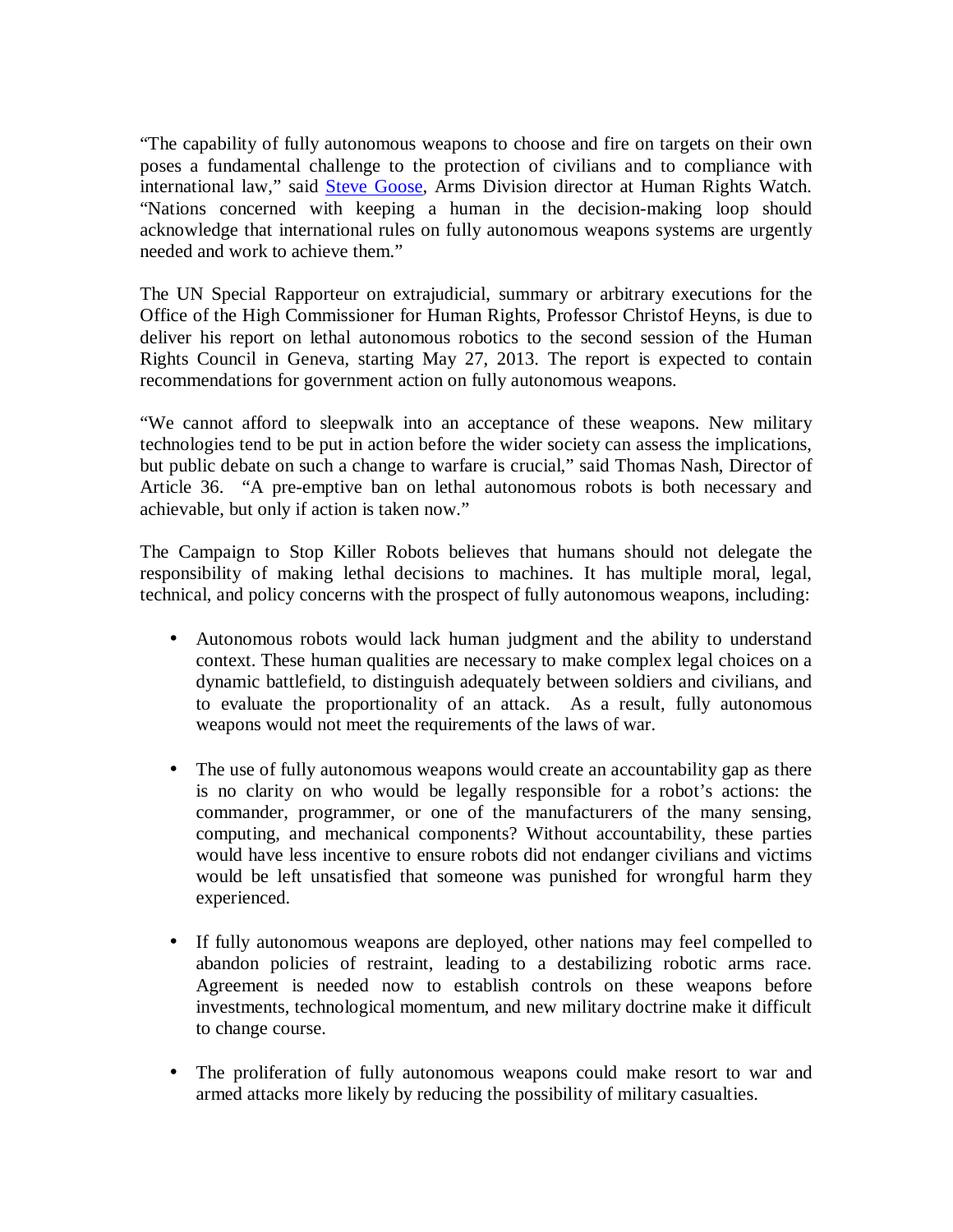"The capability of fully autonomous weapons to choose and fire on targets on their own poses a fundamental challenge to the protection of civilians and to compliance with international law," said Steve Goose, Arms Division director at Human Rights Watch. "Nations concerned with keeping a human in the decision-making loop should acknowledge that international rules on fully autonomous weapons systems are urgently needed and work to achieve them."

The UN Special Rapporteur on extrajudicial, summary or arbitrary executions for the Office of the High Commissioner for Human Rights, Professor Christof Heyns, is due to deliver his report on lethal autonomous robotics to the second session of the Human Rights Council in Geneva, starting May 27, 2013. The report is expected to contain recommendations for government action on fully autonomous weapons.

"We cannot afford to sleepwalk into an acceptance of these weapons. New military technologies tend to be put in action before the wider society can assess the implications, but public debate on such a change to warfare is crucial," said Thomas Nash, Director of Article 36. "A pre-emptive ban on lethal autonomous robots is both necessary and achievable, but only if action is taken now."

The Campaign to Stop Killer Robots believes that humans should not delegate the responsibility of making lethal decisions to machines. It has multiple moral, legal, technical, and policy concerns with the prospect of fully autonomous weapons, including:

- Autonomous robots would lack human judgment and the ability to understand context. These human qualities are necessary to make complex legal choices on a dynamic battlefield, to distinguish adequately between soldiers and civilians, and to evaluate the proportionality of an attack. As a result, fully autonomous weapons would not meet the requirements of the laws of war.

- The use of fully autonomous weapons would create an accountability gap as there is no clarity on who would be legally responsible for a robot's actions: the commander, programmer, or one of the manufacturers of the many sensing, computing, and mechanical components? Without accountability, these parties would have less incentive to ensure robots did not endanger civilians and victims would be left unsatisfied that someone was punished for wrongful harm they experienced.

- If fully autonomous weapons are deployed, other nations may feel compelled to abandon policies of restraint, leading to a destabilizing robotic arms race. Agreement is needed now to establish controls on these weapons before investments, technological momentum, and new military doctrine make it difficult to change course.

- The proliferation of fully autonomous weapons could make resort to war and armed attacks more likely by reducing the possibility of military casualties.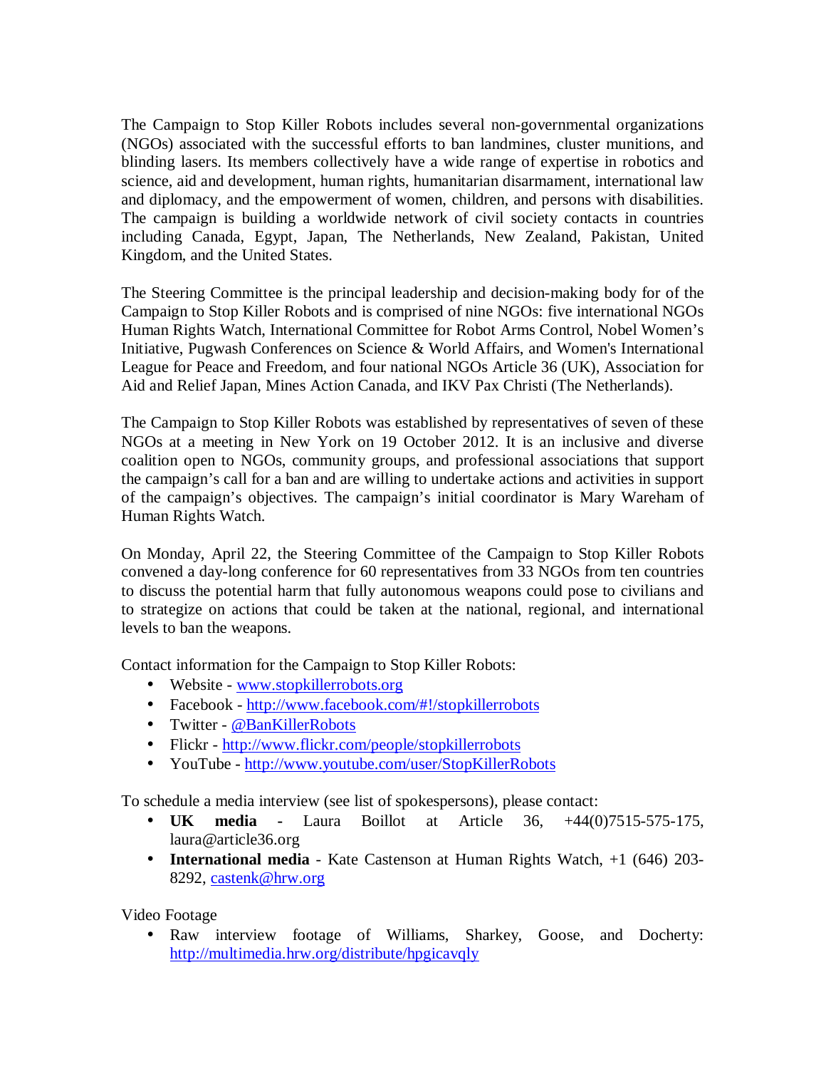The Campaign to Stop Killer Robots includes several non-governmental organizations (NGOs) associated with the successful efforts to ban landmines, cluster munitions, and blinding lasers. Its members collectively have a wide range of expertise in robotics and science, aid and development, human rights, humanitarian disarmament, international law and diplomacy, and the empowerment of women, children, and persons with disabilities. The campaign is building a worldwide network of civil society contacts in countries including Canada, Egypt, Japan, The Netherlands, New Zealand, Pakistan, United Kingdom, and the United States.

The Steering Committee is the principal leadership and decision-making body for of the Campaign to Stop Killer Robots and is comprised of nine NGOs: five international NGOs Human Rights Watch, International Committee for Robot Arms Control, Nobel Women's Initiative, Pugwash Conferences on Science & World Affairs, and Women's International League for Peace and Freedom, and four national NGOs Article 36 (UK), Association for Aid and Relief Japan, Mines Action Canada, and IKV Pax Christi (The Netherlands).

The Campaign to Stop Killer Robots was established by representatives of seven of these NGOs at a meeting in New York on 19 October 2012. It is an inclusive and diverse coalition open to NGOs, community groups, and professional associations that support the campaign's call for a ban and are willing to undertake actions and activities in support of the campaign's objectives. The campaign's initial coordinator is Mary Wareham of Human Rights Watch.

On Monday, April 22, the Steering Committee of the Campaign to Stop Killer Robots convened a day-long conference for 60 representatives from 33 NGOs from ten countries to discuss the potential harm that fully autonomous weapons could pose to civilians and to strategize on actions that could be taken at the national, regional, and international levels to ban the weapons.

Contact information for the Campaign to Stop Killer Robots:

- Website - www.stopkillerrobots.org
- Facebook - http://www.facebook.com/#!/stopkillerrobots
- Twitter - @BanKillerRobots
- Flickr - http://www.flickr.com/people/stopkillerrobots
- YouTube - http://www.youtube.com/user/StopKillerRobots

To schedule a media interview (see list of spokespersons), please contact:

- **UK media** - Laura Boillot at Article 36, +44(0)7515-575-175, laura@article36.org
- **International media** - Kate Castenson at Human Rights Watch, +1 (646) 203-8292, castenk@hrw.org

Video Footage

- Raw interview footage of Williams, Sharkey, Goose, and Docherty: http://multimedia.hrw.org/distribute/hpgicavqly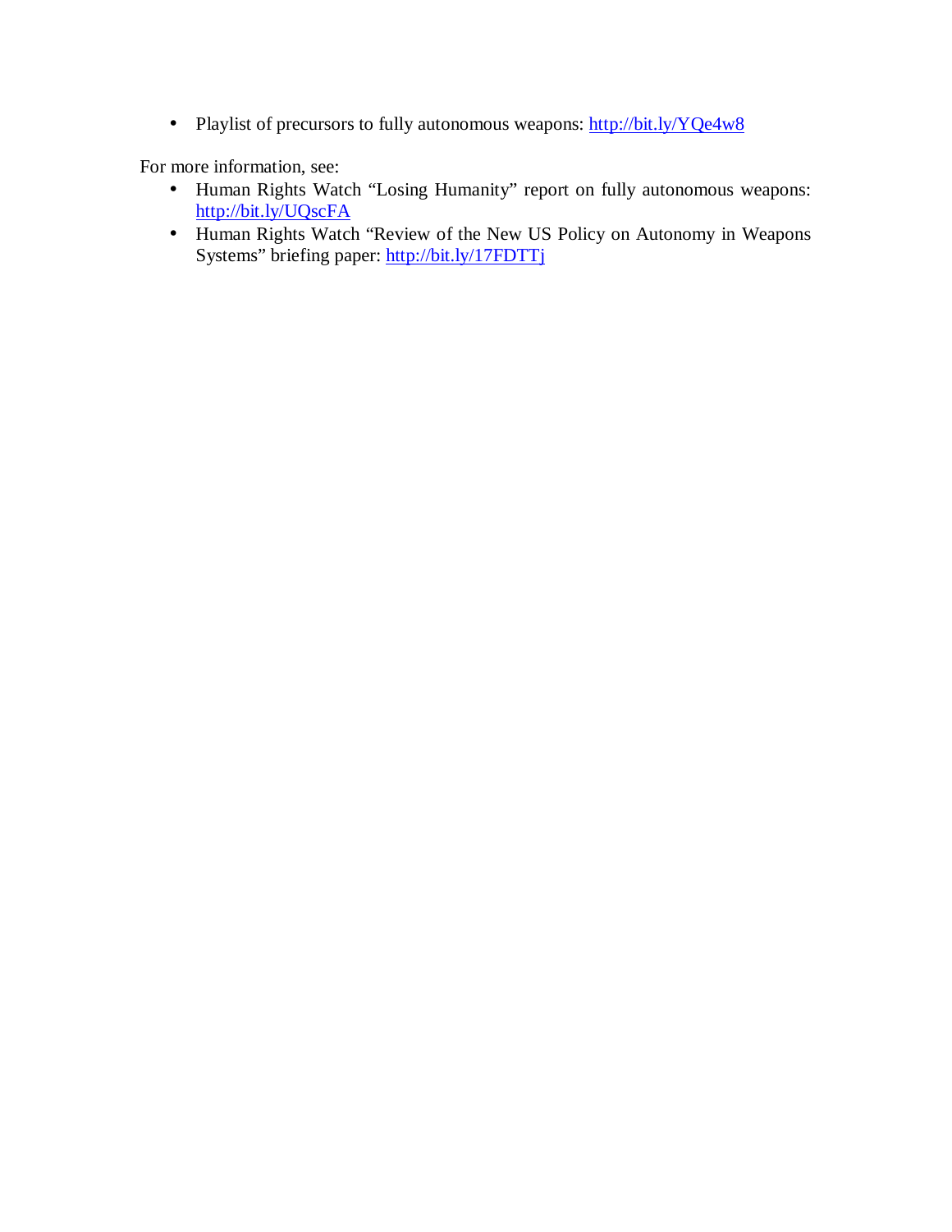- Playlist of precursors to fully autonomous weapons: [http://bit.ly/YQe4w8](http://bit.ly/YQe4w8)

For more information, see:

- Human Rights Watch "Losing Humanity" report on fully autonomous weapons: [http://bit.ly/UQscFA](http://bit.ly/UQscFA)
- Human Rights Watch "Review of the New US Policy on Autonomy in Weapons Systems" briefing paper: [http://bit.ly/17FDTTj](http://bit.ly/17FDTTj)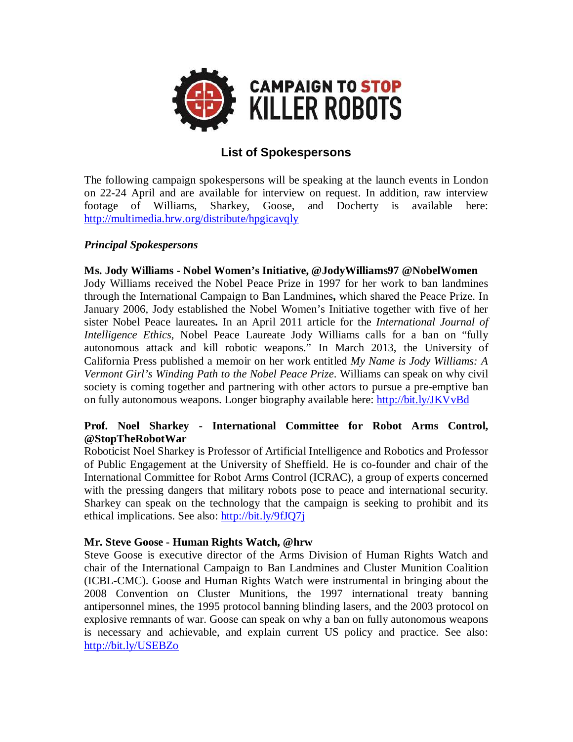# CAMPAIGN TO STOP KILLER ROBOTS

## List of Spokespersons

The following campaign spokespersons will be speaking at the launch events in London on 22-24 April and are available for interview on request. In addition, raw interview footage of Williams, Sharkey, Goose, and Docherty is available here: http://multimedia.hrw.org/distribute/hpgicavqly

### *Principal Spokespersons*

**Ms. Jody Williams - Nobel Women's Initiative, @JodyWilliams97 @NobelWomen**
Jody Williams received the Nobel Peace Prize in 1997 for her work to ban landmines through the International Campaign to Ban Landmines**,** which shared the Peace Prize. In January 2006, Jody established the Nobel Women's Initiative together with five of her sister Nobel Peace laureates**.** In an April 2011 article for the *International Journal of Intelligence Ethics*, Nobel Peace Laureate Jody Williams calls for a ban on "fully autonomous attack and kill robotic weapons." In March 2013, the University of California Press published a memoir on her work entitled *My Name is Jody Williams: A Vermont Girl's Winding Path to the Nobel Peace Prize*. Williams can speak on why civil society is coming together and partnering with other actors to pursue a pre-emptive ban on fully autonomous weapons. Longer biography available here: http://bit.ly/JKVvBd

**Prof. Noel Sharkey - International Committee for Robot Arms Control, @StopTheRobotWar**
Roboticist Noel Sharkey is Professor of Artificial Intelligence and Robotics and Professor of Public Engagement at the University of Sheffield. He is co-founder and chair of the International Committee for Robot Arms Control (ICRAC), a group of experts concerned with the pressing dangers that military robots pose to peace and international security. Sharkey can speak on the technology that the campaign is seeking to prohibit and its ethical implications. See also: http://bit.ly/9fJQ7j

**Mr. Steve Goose - Human Rights Watch, @hrw**
Steve Goose is executive director of the Arms Division of Human Rights Watch and chair of the International Campaign to Ban Landmines and Cluster Munition Coalition (ICBL-CMC). Goose and Human Rights Watch were instrumental in bringing about the 2008 Convention on Cluster Munitions, the 1997 international treaty banning antipersonnel mines, the 1995 protocol banning blinding lasers, and the 2003 protocol on explosive remnants of war. Goose can speak on why a ban on fully autonomous weapons is necessary and achievable, and explain current US policy and practice. See also: http://bit.ly/USEBZo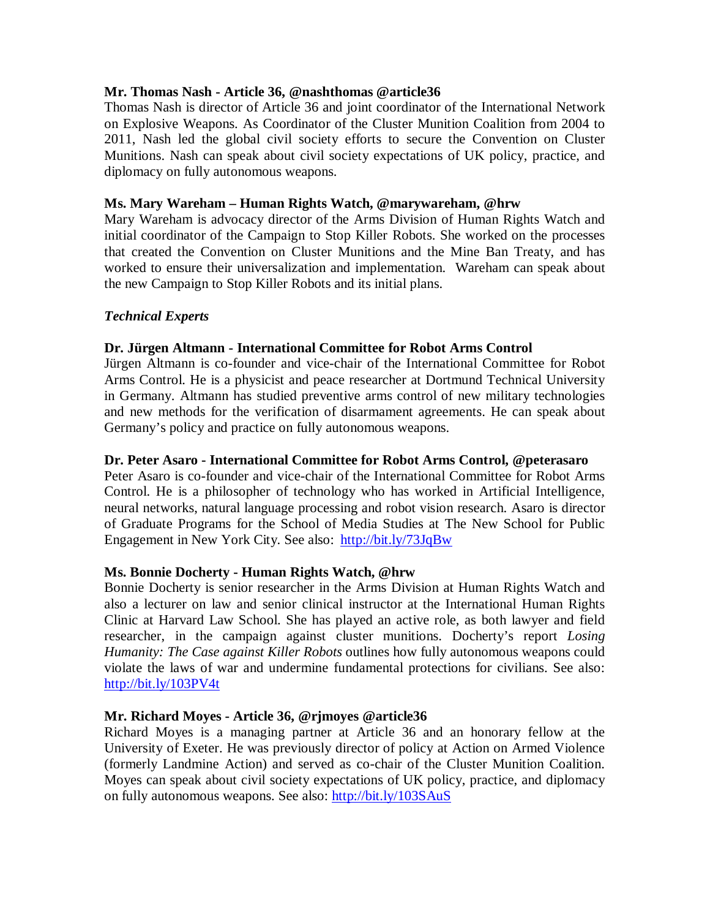**Mr. Thomas Nash - Article 36, @nashthomas @article36**

Thomas Nash is director of Article 36 and joint coordinator of the International Network on Explosive Weapons. As Coordinator of the Cluster Munition Coalition from 2004 to 2011, Nash led the global civil society efforts to secure the Convention on Cluster Munitions. Nash can speak about civil society expectations of UK policy, practice, and diplomacy on fully autonomous weapons.

**Ms. Mary Wareham – Human Rights Watch, @marywareham, @hrw**

Mary Wareham is advocacy director of the Arms Division of Human Rights Watch and initial coordinator of the Campaign to Stop Killer Robots. She worked on the processes that created the Convention on Cluster Munitions and the Mine Ban Treaty, and has worked to ensure their universalization and implementation. Wareham can speak about the new Campaign to Stop Killer Robots and its initial plans.

*Technical Experts*

**Dr. Jürgen Altmann - International Committee for Robot Arms Control**

Jürgen Altmann is co-founder and vice-chair of the International Committee for Robot Arms Control. He is a physicist and peace researcher at Dortmund Technical University in Germany. Altmann has studied preventive arms control of new military technologies and new methods for the verification of disarmament agreements. He can speak about Germany's policy and practice on fully autonomous weapons.

**Dr. Peter Asaro - International Committee for Robot Arms Control, @peterasaro**

Peter Asaro is co-founder and vice-chair of the International Committee for Robot Arms Control. He is a philosopher of technology who has worked in Artificial Intelligence, neural networks, natural language processing and robot vision research. Asaro is director of Graduate Programs for the School of Media Studies at The New School for Public Engagement in New York City. See also: http://bit.ly/73JqBw

**Ms. Bonnie Docherty - Human Rights Watch, @hrw**

Bonnie Docherty is senior researcher in the Arms Division at Human Rights Watch and also a lecturer on law and senior clinical instructor at the International Human Rights Clinic at Harvard Law School. She has played an active role, as both lawyer and field researcher, in the campaign against cluster munitions. Docherty's report *Losing Humanity: The Case against Killer Robots* outlines how fully autonomous weapons could violate the laws of war and undermine fundamental protections for civilians. See also: http://bit.ly/103PV4t

**Mr. Richard Moyes - Article 36, @rjmoyes @article36**

Richard Moyes is a managing partner at Article 36 and an honorary fellow at the University of Exeter. He was previously director of policy at Action on Armed Violence (formerly Landmine Action) and served as co-chair of the Cluster Munition Coalition. Moyes can speak about civil society expectations of UK policy, practice, and diplomacy on fully autonomous weapons. See also: http://bit.ly/103SAuS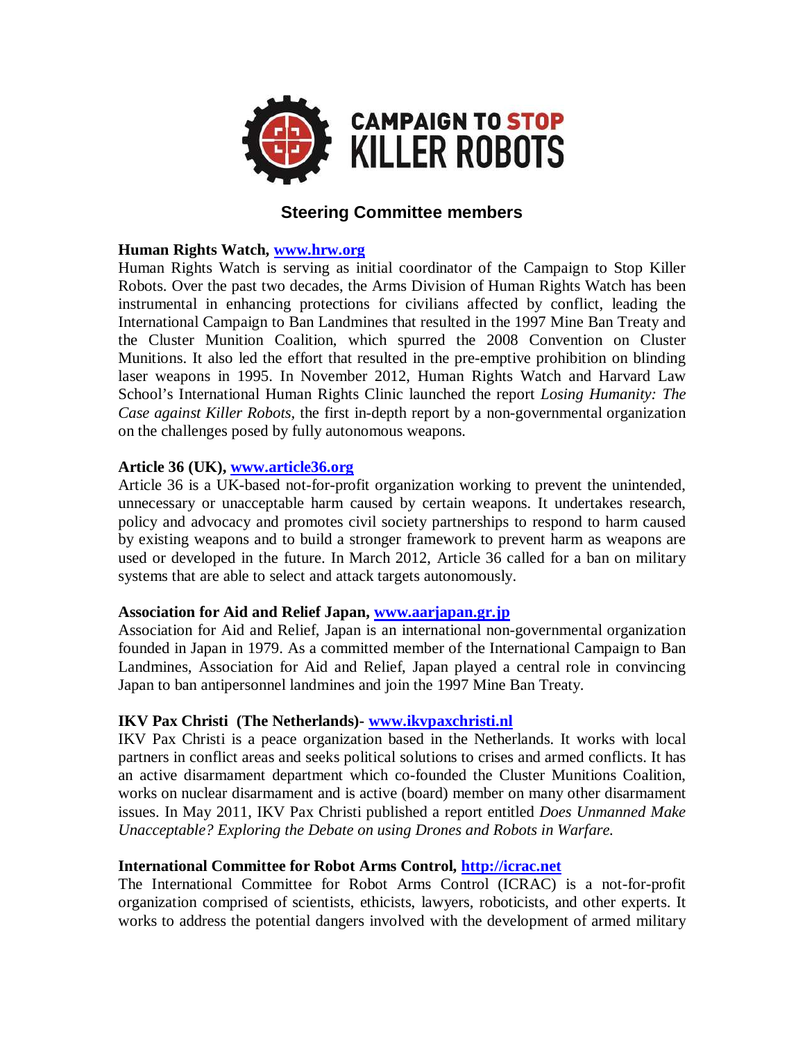**CAMPAIGN TO STOP KILLER ROBOTS**

## Steering Committee members

**Human Rights Watch, www.hrw.org**

Human Rights Watch is serving as initial coordinator of the Campaign to Stop Killer Robots. Over the past two decades, the Arms Division of Human Rights Watch has been instrumental in enhancing protections for civilians affected by conflict, leading the International Campaign to Ban Landmines that resulted in the 1997 Mine Ban Treaty and the Cluster Munition Coalition, which spurred the 2008 Convention on Cluster Munitions. It also led the effort that resulted in the pre-emptive prohibition on blinding laser weapons in 1995. In November 2012, Human Rights Watch and Harvard Law School's International Human Rights Clinic launched the report *Losing Humanity: The Case against Killer Robots,* the first in-depth report by a non-governmental organization on the challenges posed by fully autonomous weapons.

**Article 36 (UK), www.article36.org**

Article 36 is a UK-based not-for-profit organization working to prevent the unintended, unnecessary or unacceptable harm caused by certain weapons. It undertakes research, policy and advocacy and promotes civil society partnerships to respond to harm caused by existing weapons and to build a stronger framework to prevent harm as weapons are used or developed in the future. In March 2012, Article 36 called for a ban on military systems that are able to select and attack targets autonomously.

**Association for Aid and Relief Japan, www.aarjapan.gr.jp**

Association for Aid and Relief, Japan is an international non-governmental organization founded in Japan in 1979. As a committed member of the International Campaign to Ban Landmines, Association for Aid and Relief, Japan played a central role in convincing Japan to ban antipersonnel landmines and join the 1997 Mine Ban Treaty.

**IKV Pax Christi (The Netherlands)- www.ikvpaxchristi.nl**

IKV Pax Christi is a peace organization based in the Netherlands. It works with local partners in conflict areas and seeks political solutions to crises and armed conflicts. It has an active disarmament department which co-founded the Cluster Munitions Coalition, works on nuclear disarmament and is active (board) member on many other disarmament issues. In May 2011, IKV Pax Christi published a report entitled *Does Unmanned Make Unacceptable? Exploring the Debate on using Drones and Robots in Warfare.*

**International Committee for Robot Arms Control, http://icrac.net**

The International Committee for Robot Arms Control (ICRAC) is a not-for-profit organization comprised of scientists, ethicists, lawyers, roboticists, and other experts. It works to address the potential dangers involved with the development of armed military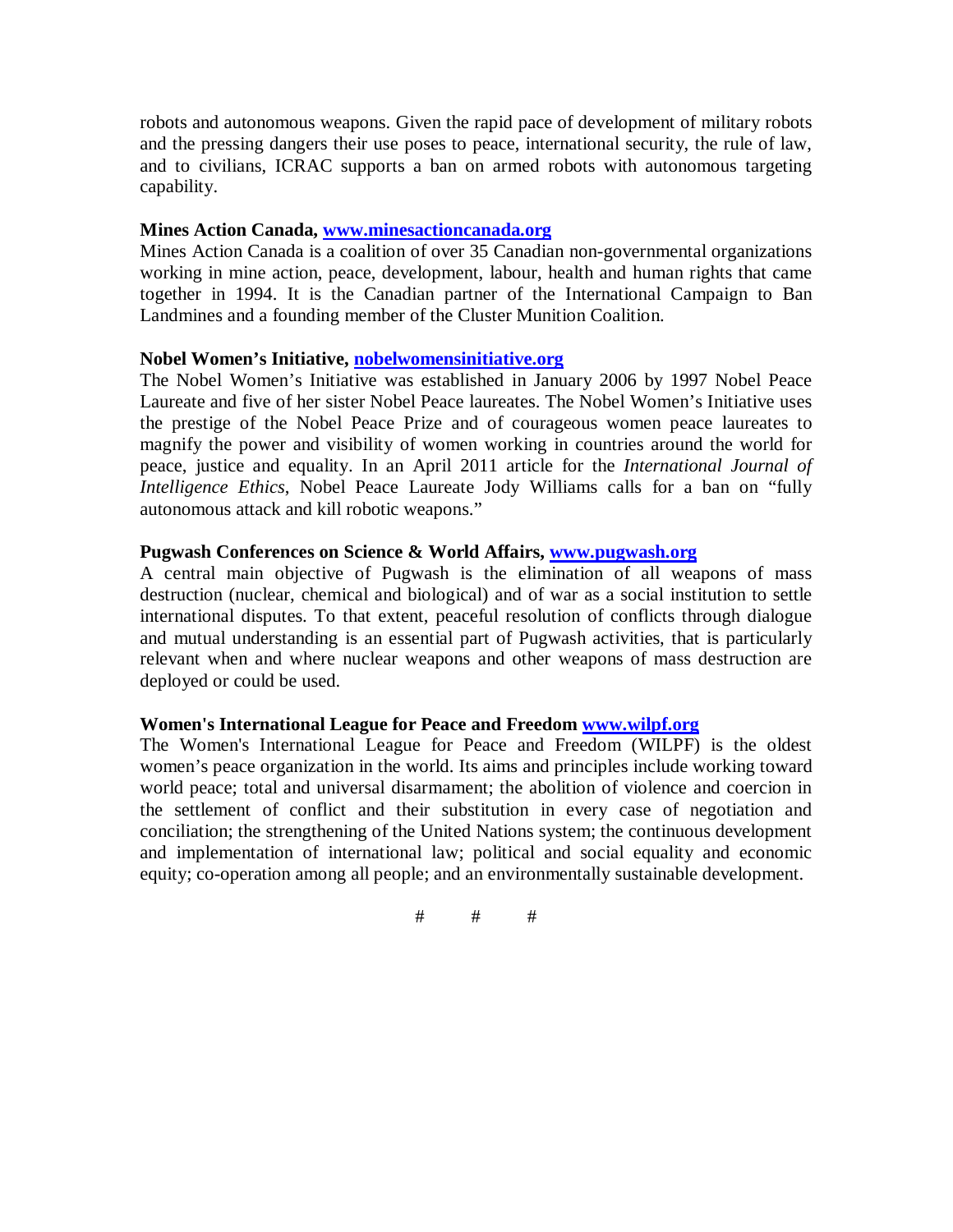robots and autonomous weapons. Given the rapid pace of development of military robots and the pressing dangers their use poses to peace, international security, the rule of law, and to civilians, ICRAC supports a ban on armed robots with autonomous targeting capability.

**Mines Action Canada, [www.minesactioncanada.org](www.minesactioncanada.org)**
Mines Action Canada is a coalition of over 35 Canadian non-governmental organizations working in mine action, peace, development, labour, health and human rights that came together in 1994. It is the Canadian partner of the International Campaign to Ban Landmines and a founding member of the Cluster Munition Coalition.

**Nobel Women's Initiative, [nobelwomensinitiative.org](nobelwomensinitiative.org)**
The Nobel Women's Initiative was established in January 2006 by 1997 Nobel Peace Laureate and five of her sister Nobel Peace laureates. The Nobel Women's Initiative uses the prestige of the Nobel Peace Prize and of courageous women peace laureates to magnify the power and visibility of women working in countries around the world for peace, justice and equality. In an April 2011 article for the *International Journal of Intelligence Ethics*, Nobel Peace Laureate Jody Williams calls for a ban on "fully autonomous attack and kill robotic weapons."

**Pugwash Conferences on Science & World Affairs, [www.pugwash.org](www.pugwash.org)**
A central main objective of Pugwash is the elimination of all weapons of mass destruction (nuclear, chemical and biological) and of war as a social institution to settle international disputes. To that extent, peaceful resolution of conflicts through dialogue and mutual understanding is an essential part of Pugwash activities, that is particularly relevant when and where nuclear weapons and other weapons of mass destruction are deployed or could be used.

**Women's International League for Peace and Freedom [www.wilpf.org](www.wilpf.org)**
The Women's International League for Peace and Freedom (WILPF) is the oldest women's peace organization in the world. Its aims and principles include working toward world peace; total and universal disarmament; the abolition of violence and coercion in the settlement of conflict and their substitution in every case of negotiation and conciliation; the strengthening of the United Nations system; the continuous development and implementation of international law; political and social equality and economic equity; co-operation among all people; and an environmentally sustainable development.

# # #